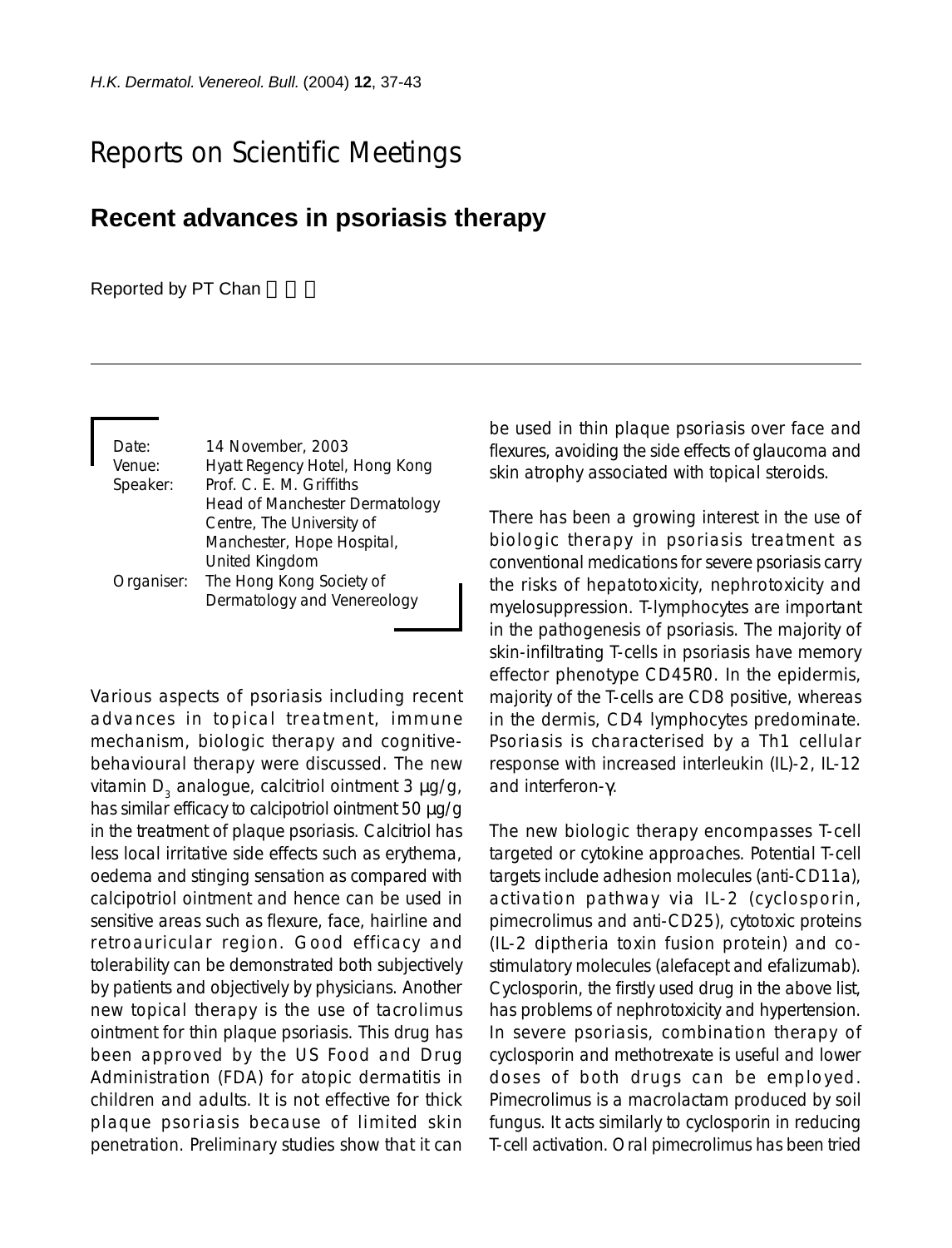# Reports on Scientific Meetings

## Recent advances in psoriasis therapy

Reported by PT Chan

Date: 14 November, 2003
Venue: Hyatt Regency Hotel, Hong Kong
Speaker: Prof. C. E. M. Griffiths
Head of Manchester Dermatology Centre, The University of Manchester, Hope Hospital, United Kingdom
Organiser: The Hong Kong Society of Dermatology and Venereology

Various aspects of psoriasis including recent advances in topical treatment, immune mechanism, biologic therapy and cognitive-behavioural therapy were discussed. The new vitamin $D_3$ analogue, calcitriol ointment 3 µg/g, has similar efficacy to calcipotriol ointment 50 µg/g in the treatment of plaque psoriasis. Calcitriol has less local irritative side effects such as erythema, oedema and stinging sensation as compared with calcipotriol ointment and hence can be used in sensitive areas such as flexure, face, hairline and retroauricular region. Good efficacy and tolerability can be demonstrated both subjectively by patients and objectively by physicians. Another new topical therapy is the use of tacrolimus ointment for thin plaque psoriasis. This drug has been approved by the US Food and Drug Administration (FDA) for atopic dermatitis in children and adults. It is not effective for thick plaque psoriasis because of limited skin penetration. Preliminary studies show that it can be used in thin plaque psoriasis over face and flexures, avoiding the side effects of glaucoma and skin atrophy associated with topical steroids.

There has been a growing interest in the use of biologic therapy in psoriasis treatment as conventional medications for severe psoriasis carry the risks of hepatotoxicity, nephrotoxicity and myelosuppression. T-lymphocytes are important in the pathogenesis of psoriasis. The majority of skin-infiltrating T-cells in psoriasis have memory effector phenotype CD45R0. In the epidermis, majority of the T-cells are CD8 positive, whereas in the dermis, CD4 lymphocytes predominate. Psoriasis is characterised by a Th1 cellular response with increased interleukin (IL)-2, IL-12 and interferon-γ.

The new biologic therapy encompasses T-cell targeted or cytokine approaches. Potential T-cell targets include adhesion molecules (anti-CD11a), activation pathway via IL-2 (cyclosporin, pimecrolimus and anti-CD25), cytotoxic proteins (IL-2 diptheria toxin fusion protein) and co-stimulatory molecules (alefacept and efalizumab). Cyclosporin, the firstly used drug in the above list, has problems of nephrotoxicity and hypertension. In severe psoriasis, combination therapy of cyclosporin and methotrexate is useful and lower doses of both drugs can be employed. Pimecrolimus is a macrolactam produced by soil fungus. It acts similarly to cyclosporin in reducing T-cell activation. Oral pimecrolimus has been tried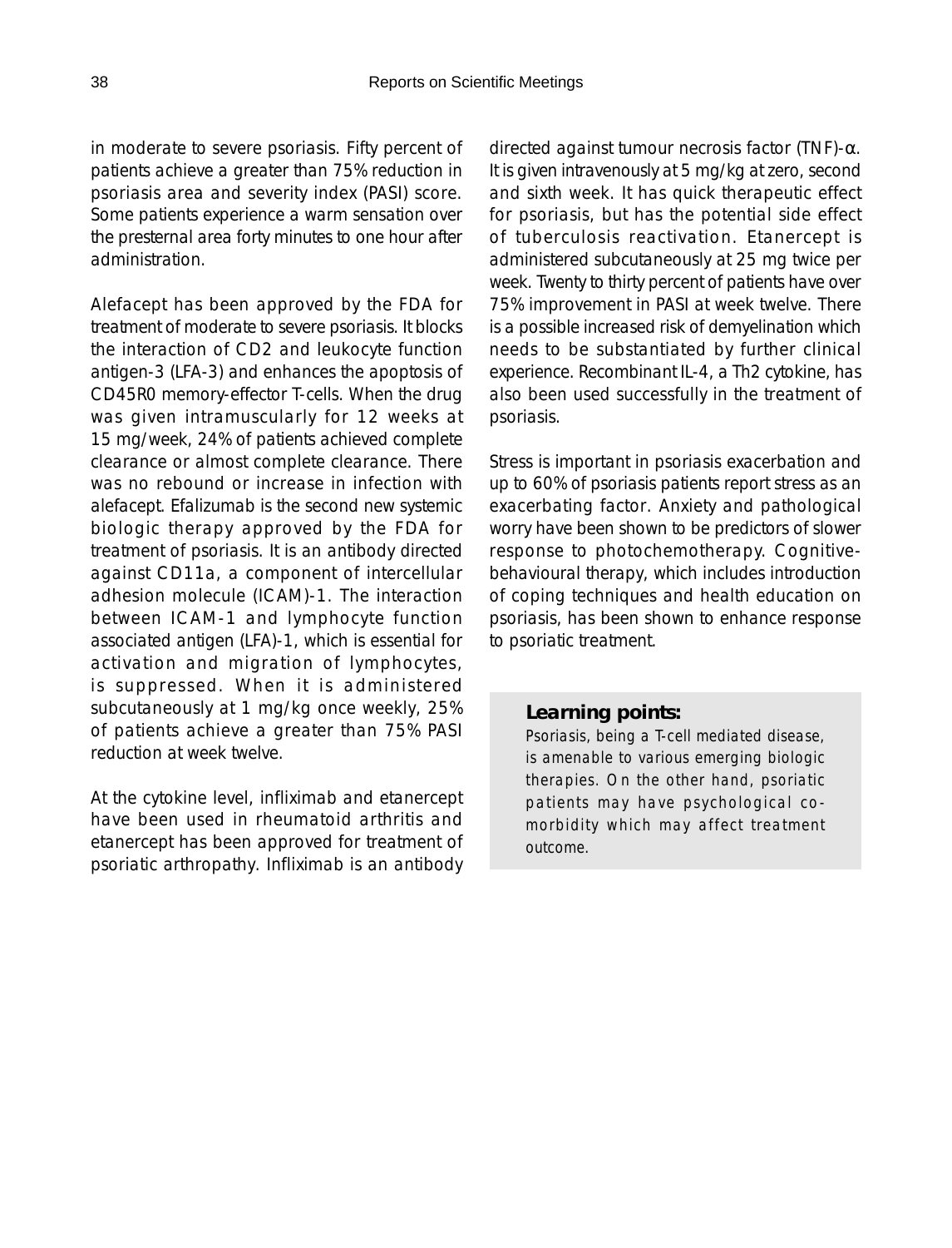in moderate to severe psoriasis. Fifty percent of patients achieve a greater than 75% reduction in psoriasis area and severity index (PASI) score. Some patients experience a warm sensation over the presternal area forty minutes to one hour after administration.

Alefacept has been approved by the FDA for treatment of moderate to severe psoriasis. It blocks the interaction of CD2 and leukocyte function antigen-3 (LFA-3) and enhances the apoptosis of CD45R0 memory-effector T-cells. When the drug was given intramuscularly for 12 weeks at 15 mg/week, 24% of patients achieved complete clearance or almost complete clearance. There was no rebound or increase in infection with alefacept. Efalizumab is the second new systemic biologic therapy approved by the FDA for treatment of psoriasis. It is an antibody directed against CD11a, a component of intercellular adhesion molecule (ICAM)-1. The interaction between ICAM-1 and lymphocyte function associated antigen (LFA)-1, which is essential for activation and migration of lymphocytes, is suppressed. When it is administered subcutaneously at 1 mg/kg once weekly, 25% of patients achieve a greater than 75% PASI reduction at week twelve.

At the cytokine level, infliximab and etanercept have been used in rheumatoid arthritis and etanercept has been approved for treatment of psoriatic arthropathy. Infliximab is an antibody directed against tumour necrosis factor (TNF)-α. It is given intravenously at 5 mg/kg at zero, second and sixth week. It has quick therapeutic effect for psoriasis, but has the potential side effect of tuberculosis reactivation. Etanercept is administered subcutaneously at 25 mg twice per week. Twenty to thirty percent of patients have over 75% improvement in PASI at week twelve. There is a possible increased risk of demyelination which needs to be substantiated by further clinical experience. Recombinant IL-4, a Th2 cytokine, has also been used successfully in the treatment of psoriasis.

Stress is important in psoriasis exacerbation and up to 60% of psoriasis patients report stress as an exacerbating factor. Anxiety and pathological worry have been shown to be predictors of slower response to photochemotherapy. Cognitive-behavioural therapy, which includes introduction of coping techniques and health education on psoriasis, has been shown to enhance response to psoriatic treatment.

**Learning points:**

Psoriasis, being a T-cell mediated disease, is amenable to various emerging biologic therapies. On the other hand, psoriatic patients may have psychological co-morbidity which may affect treatment outcome.